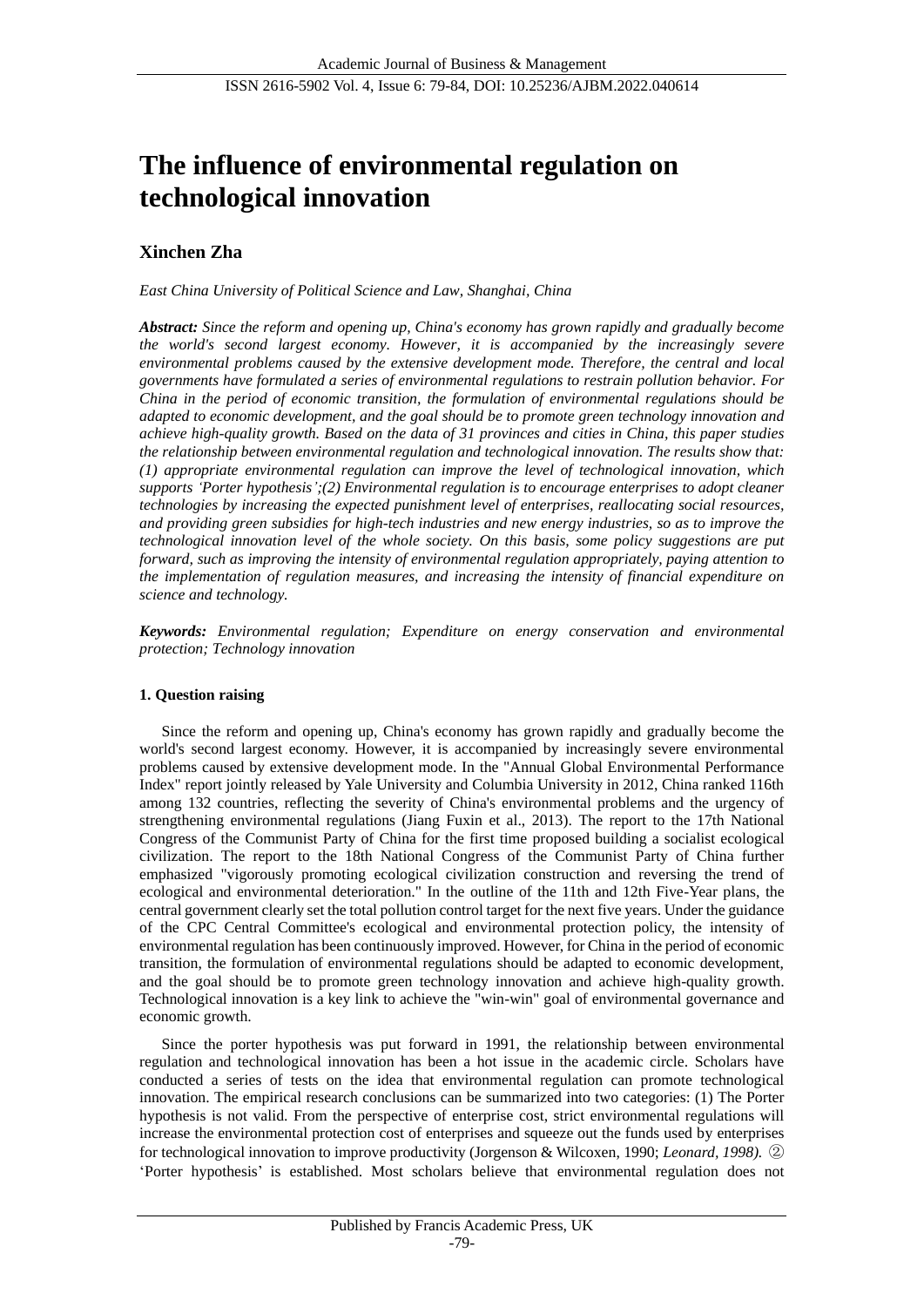# The influence of environmental regulation on technological innovation

## Xinchen Zha

*East China University of Political Science and Law, Shanghai, China*

***Abstract:*** *Since the reform and opening up, China's economy has grown rapidly and gradually become the world's second largest economy. However, it is accompanied by the increasingly severe environmental problems caused by the extensive development mode. Therefore, the central and local governments have formulated a series of environmental regulations to restrain pollution behavior. For China in the period of economic transition, the formulation of environmental regulations should be adapted to economic development, and the goal should be to promote green technology innovation and achieve high-quality growth. Based on the data of 31 provinces and cities in China, this paper studies the relationship between environmental regulation and technological innovation. The results show that: (1) appropriate environmental regulation can improve the level of technological innovation, which supports 'Porter hypothesis';(2) Environmental regulation is to encourage enterprises to adopt cleaner technologies by increasing the expected punishment level of enterprises, reallocating social resources, and providing green subsidies for high-tech industries and new energy industries, so as to improve the technological innovation level of the whole society. On this basis, some policy suggestions are put forward, such as improving the intensity of environmental regulation appropriately, paying attention to the implementation of regulation measures, and increasing the intensity of financial expenditure on science and technology.*

***Keywords:*** *Environmental regulation; Expenditure on energy conservation and environmental protection; Technology innovation*

### 1. Question raising

Since the reform and opening up, China's economy has grown rapidly and gradually become the world's second largest economy. However, it is accompanied by increasingly severe environmental problems caused by extensive development mode. In the "Annual Global Environmental Performance Index" report jointly released by Yale University and Columbia University in 2012, China ranked 116th among 132 countries, reflecting the severity of China's environmental problems and the urgency of strengthening environmental regulations (Jiang Fuxin et al., 2013). The report to the 17th National Congress of the Communist Party of China for the first time proposed building a socialist ecological civilization. The report to the 18th National Congress of the Communist Party of China further emphasized "vigorously promoting ecological civilization construction and reversing the trend of ecological and environmental deterioration." In the outline of the 11th and 12th Five-Year plans, the central government clearly set the total pollution control target for the next five years. Under the guidance of the CPC Central Committee's ecological and environmental protection policy, the intensity of environmental regulation has been continuously improved. However, for China in the period of economic transition, the formulation of environmental regulations should be adapted to economic development, and the goal should be to promote green technology innovation and achieve high-quality growth. Technological innovation is a key link to achieve the "win-win" goal of environmental governance and economic growth.

Since the porter hypothesis was put forward in 1991, the relationship between environmental regulation and technological innovation has been a hot issue in the academic circle. Scholars have conducted a series of tests on the idea that environmental regulation can promote technological innovation. The empirical research conclusions can be summarized into two categories: (1) The Porter hypothesis is not valid. From the perspective of enterprise cost, strict environmental regulations will increase the environmental protection cost of enterprises and squeeze out the funds used by enterprises for technological innovation to improve productivity (Jorgenson & Wilcoxen, 1990; *Leonard, 1998).* ② 'Porter hypothesis' is established. Most scholars believe that environmental regulation does not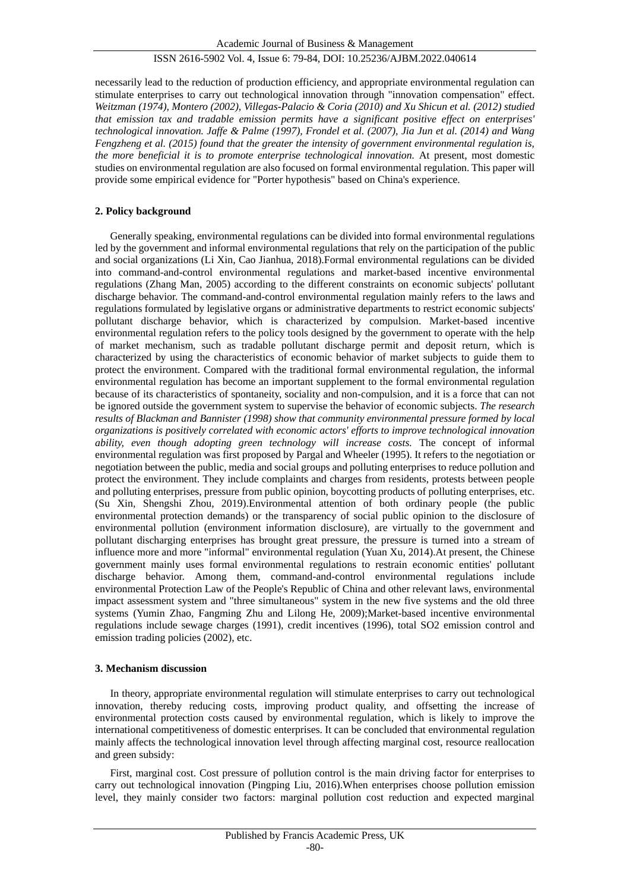necessarily lead to the reduction of production efficiency, and appropriate environmental regulation can stimulate enterprises to carry out technological innovation through "innovation compensation" effect. *Weitzman (1974), Montero (2002), Villegas-Palacio & Coria (2010) and Xu Shicun et al. (2012) studied that emission tax and tradable emission permits have a significant positive effect on enterprises' technological innovation. Jaffe & Palme (1997), Frondel et al. (2007), Jia Jun et al. (2014) and Wang Fengzheng et al. (2015) found that the greater the intensity of government environmental regulation is, the more beneficial it is to promote enterprise technological innovation.* At present, most domestic studies on environmental regulation are also focused on formal environmental regulation. This paper will provide some empirical evidence for "Porter hypothesis" based on China's experience.

## 2. Policy background

Generally speaking, environmental regulations can be divided into formal environmental regulations led by the government and informal environmental regulations that rely on the participation of the public and social organizations (Li Xin, Cao Jianhua, 2018).Formal environmental regulations can be divided into command-and-control environmental regulations and market-based incentive environmental regulations (Zhang Man, 2005) according to the different constraints on economic subjects' pollutant discharge behavior. The command-and-control environmental regulation mainly refers to the laws and regulations formulated by legislative organs or administrative departments to restrict economic subjects' pollutant discharge behavior, which is characterized by compulsion. Market-based incentive environmental regulation refers to the policy tools designed by the government to operate with the help of market mechanism, such as tradable pollutant discharge permit and deposit return, which is characterized by using the characteristics of economic behavior of market subjects to guide them to protect the environment. Compared with the traditional formal environmental regulation, the informal environmental regulation has become an important supplement to the formal environmental regulation because of its characteristics of spontaneity, sociality and non-compulsion, and it is a force that can not be ignored outside the government system to supervise the behavior of economic subjects. *The research results of Blackman and Bannister (1998) show that community environmental pressure formed by local organizations is positively correlated with economic actors' efforts to improve technological innovation ability, even though adopting green technology will increase costs.* The concept of informal environmental regulation was first proposed by Pargal and Wheeler (1995). It refers to the negotiation or negotiation between the public, media and social groups and polluting enterprises to reduce pollution and protect the environment. They include complaints and charges from residents, protests between people and polluting enterprises, pressure from public opinion, boycotting products of polluting enterprises, etc. (Su Xin, Shengshi Zhou, 2019).Environmental attention of both ordinary people (the public environmental protection demands) or the transparency of social public opinion to the disclosure of environmental pollution (environment information disclosure), are virtually to the government and pollutant discharging enterprises has brought great pressure, the pressure is turned into a stream of influence more and more "informal" environmental regulation (Yuan Xu, 2014).At present, the Chinese government mainly uses formal environmental regulations to restrain economic entities' pollutant discharge behavior. Among them, command-and-control environmental regulations include environmental Protection Law of the People's Republic of China and other relevant laws, environmental impact assessment system and "three simultaneous" system in the new five systems and the old three systems (Yumin Zhao, Fangming Zhu and Lilong He, 2009);Market-based incentive environmental regulations include sewage charges (1991), credit incentives (1996), total $SO_2$ emission control and emission trading policies (2002), etc.

## 3. Mechanism discussion

In theory, appropriate environmental regulation will stimulate enterprises to carry out technological innovation, thereby reducing costs, improving product quality, and offsetting the increase of environmental protection costs caused by environmental regulation, which is likely to improve the international competitiveness of domestic enterprises. It can be concluded that environmental regulation mainly affects the technological innovation level through affecting marginal cost, resource reallocation and green subsidy:

First, marginal cost. Cost pressure of pollution control is the main driving factor for enterprises to carry out technological innovation (Pingping Liu, 2016).When enterprises choose pollution emission level, they mainly consider two factors: marginal pollution cost reduction and expected marginal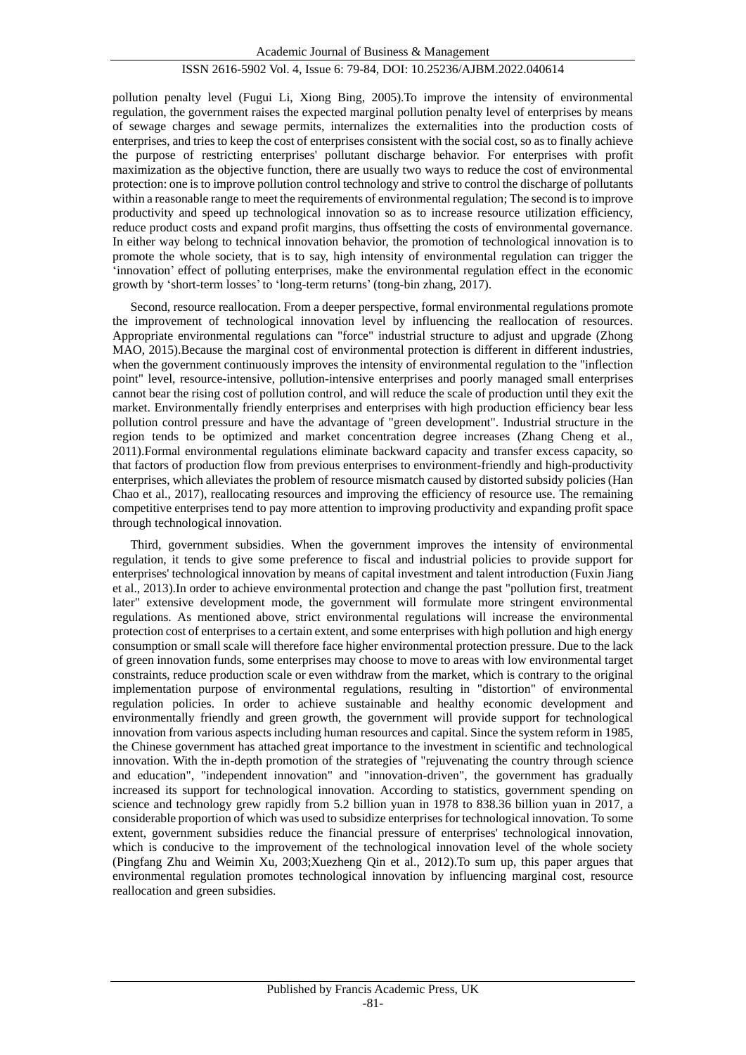pollution penalty level (Fugui Li, Xiong Bing, 2005).To improve the intensity of environmental regulation, the government raises the expected marginal pollution penalty level of enterprises by means of sewage charges and sewage permits, internalizes the externalities into the production costs of enterprises, and tries to keep the cost of enterprises consistent with the social cost, so as to finally achieve the purpose of restricting enterprises' pollutant discharge behavior. For enterprises with profit maximization as the objective function, there are usually two ways to reduce the cost of environmental protection: one is to improve pollution control technology and strive to control the discharge of pollutants within a reasonable range to meet the requirements of environmental regulation; The second is to improve productivity and speed up technological innovation so as to increase resource utilization efficiency, reduce product costs and expand profit margins, thus offsetting the costs of environmental governance. In either way belong to technical innovation behavior, the promotion of technological innovation is to promote the whole society, that is to say, high intensity of environmental regulation can trigger the 'innovation' effect of polluting enterprises, make the environmental regulation effect in the economic growth by 'short-term losses' to 'long-term returns' (tong-bin zhang, 2017).

Second, resource reallocation. From a deeper perspective, formal environmental regulations promote the improvement of technological innovation level by influencing the reallocation of resources. Appropriate environmental regulations can "force" industrial structure to adjust and upgrade (Zhong MAO, 2015).Because the marginal cost of environmental protection is different in different industries, when the government continuously improves the intensity of environmental regulation to the "inflection point" level, resource-intensive, pollution-intensive enterprises and poorly managed small enterprises cannot bear the rising cost of pollution control, and will reduce the scale of production until they exit the market. Environmentally friendly enterprises and enterprises with high production efficiency bear less pollution control pressure and have the advantage of "green development". Industrial structure in the region tends to be optimized and market concentration degree increases (Zhang Cheng et al., 2011).Formal environmental regulations eliminate backward capacity and transfer excess capacity, so that factors of production flow from previous enterprises to environment-friendly and high-productivity enterprises, which alleviates the problem of resource mismatch caused by distorted subsidy policies (Han Chao et al., 2017), reallocating resources and improving the efficiency of resource use. The remaining competitive enterprises tend to pay more attention to improving productivity and expanding profit space through technological innovation.

Third, government subsidies. When the government improves the intensity of environmental regulation, it tends to give some preference to fiscal and industrial policies to provide support for enterprises' technological innovation by means of capital investment and talent introduction (Fuxin Jiang et al., 2013).In order to achieve environmental protection and change the past "pollution first, treatment later" extensive development mode, the government will formulate more stringent environmental regulations. As mentioned above, strict environmental regulations will increase the environmental protection cost of enterprises to a certain extent, and some enterprises with high pollution and high energy consumption or small scale will therefore face higher environmental protection pressure. Due to the lack of green innovation funds, some enterprises may choose to move to areas with low environmental target constraints, reduce production scale or even withdraw from the market, which is contrary to the original implementation purpose of environmental regulations, resulting in "distortion" of environmental regulation policies. In order to achieve sustainable and healthy economic development and environmentally friendly and green growth, the government will provide support for technological innovation from various aspects including human resources and capital. Since the system reform in 1985, the Chinese government has attached great importance to the investment in scientific and technological innovation. With the in-depth promotion of the strategies of "rejuvenating the country through science and education", "independent innovation" and "innovation-driven", the government has gradually increased its support for technological innovation. According to statistics, government spending on science and technology grew rapidly from 5.2 billion yuan in 1978 to 838.36 billion yuan in 2017, a considerable proportion of which was used to subsidize enterprises for technological innovation. To some extent, government subsidies reduce the financial pressure of enterprises' technological innovation, which is conducive to the improvement of the technological innovation level of the whole society (Pingfang Zhu and Weimin Xu, 2003;Xuezheng Qin et al., 2012).To sum up, this paper argues that environmental regulation promotes technological innovation by influencing marginal cost, resource reallocation and green subsidies.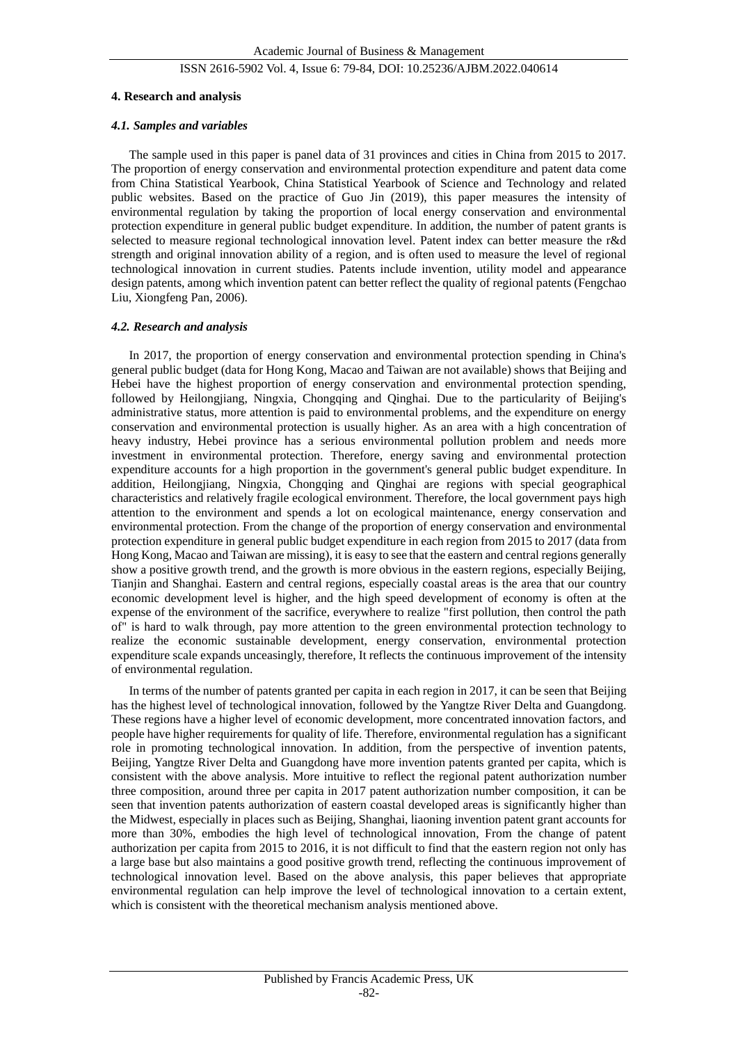### 4. Research and analysis

#### *4.1. Samples and variables*

The sample used in this paper is panel data of 31 provinces and cities in China from 2015 to 2017. The proportion of energy conservation and environmental protection expenditure and patent data come from China Statistical Yearbook, China Statistical Yearbook of Science and Technology and related public websites. Based on the practice of Guo Jin (2019), this paper measures the intensity of environmental regulation by taking the proportion of local energy conservation and environmental protection expenditure in general public budget expenditure. In addition, the number of patent grants is selected to measure regional technological innovation level. Patent index can better measure the r&d strength and original innovation ability of a region, and is often used to measure the level of regional technological innovation in current studies. Patents include invention, utility model and appearance design patents, among which invention patent can better reflect the quality of regional patents (Fengchao Liu, Xiongfeng Pan, 2006).

#### *4.2. Research and analysis*

In 2017, the proportion of energy conservation and environmental protection spending in China's general public budget (data for Hong Kong, Macao and Taiwan are not available) shows that Beijing and Hebei have the highest proportion of energy conservation and environmental protection spending, followed by Heilongjiang, Ningxia, Chongqing and Qinghai. Due to the particularity of Beijing's administrative status, more attention is paid to environmental problems, and the expenditure on energy conservation and environmental protection is usually higher. As an area with a high concentration of heavy industry, Hebei province has a serious environmental pollution problem and needs more investment in environmental protection. Therefore, energy saving and environmental protection expenditure accounts for a high proportion in the government's general public budget expenditure. In addition, Heilongjiang, Ningxia, Chongqing and Qinghai are regions with special geographical characteristics and relatively fragile ecological environment. Therefore, the local government pays high attention to the environment and spends a lot on ecological maintenance, energy conservation and environmental protection. From the change of the proportion of energy conservation and environmental protection expenditure in general public budget expenditure in each region from 2015 to 2017 (data from Hong Kong, Macao and Taiwan are missing), it is easy to see that the eastern and central regions generally show a positive growth trend, and the growth is more obvious in the eastern regions, especially Beijing, Tianjin and Shanghai. Eastern and central regions, especially coastal areas is the area that our country economic development level is higher, and the high speed development of economy is often at the expense of the environment of the sacrifice, everywhere to realize "first pollution, then control the path of" is hard to walk through, pay more attention to the green environmental protection technology to realize the economic sustainable development, energy conservation, environmental protection expenditure scale expands unceasingly, therefore, It reflects the continuous improvement of the intensity of environmental regulation.

In terms of the number of patents granted per capita in each region in 2017, it can be seen that Beijing has the highest level of technological innovation, followed by the Yangtze River Delta and Guangdong. These regions have a higher level of economic development, more concentrated innovation factors, and people have higher requirements for quality of life. Therefore, environmental regulation has a significant role in promoting technological innovation. In addition, from the perspective of invention patents, Beijing, Yangtze River Delta and Guangdong have more invention patents granted per capita, which is consistent with the above analysis. More intuitive to reflect the regional patent authorization number three composition, around three per capita in 2017 patent authorization number composition, it can be seen that invention patents authorization of eastern coastal developed areas is significantly higher than the Midwest, especially in places such as Beijing, Shanghai, liaoning invention patent grant accounts for more than 30%, embodies the high level of technological innovation, From the change of patent authorization per capita from 2015 to 2016, it is not difficult to find that the eastern region not only has a large base but also maintains a good positive growth trend, reflecting the continuous improvement of technological innovation level. Based on the above analysis, this paper believes that appropriate environmental regulation can help improve the level of technological innovation to a certain extent, which is consistent with the theoretical mechanism analysis mentioned above.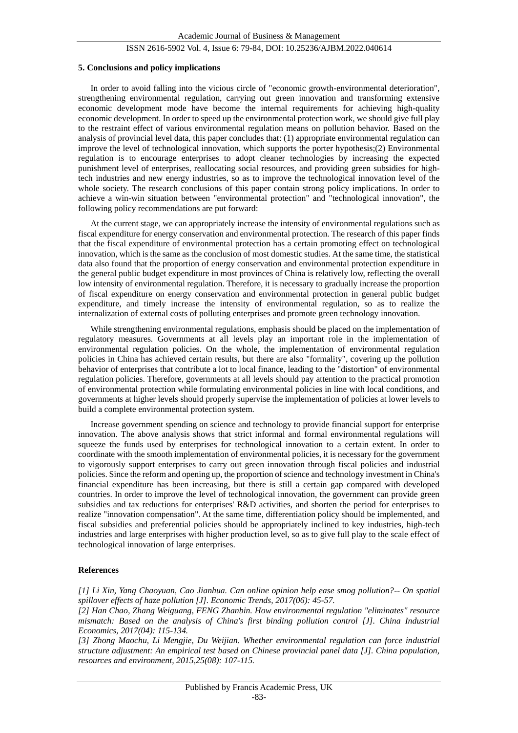## 5. Conclusions and policy implications

In order to avoid falling into the vicious circle of "economic growth-environmental deterioration", strengthening environmental regulation, carrying out green innovation and transforming extensive economic development mode have become the internal requirements for achieving high-quality economic development. In order to speed up the environmental protection work, we should give full play to the restraint effect of various environmental regulation means on pollution behavior. Based on the analysis of provincial level data, this paper concludes that: (1) appropriate environmental regulation can improve the level of technological innovation, which supports the porter hypothesis;(2) Environmental regulation is to encourage enterprises to adopt cleaner technologies by increasing the expected punishment level of enterprises, reallocating social resources, and providing green subsidies for high-tech industries and new energy industries, so as to improve the technological innovation level of the whole society. The research conclusions of this paper contain strong policy implications. In order to achieve a win-win situation between "environmental protection" and "technological innovation", the following policy recommendations are put forward:

At the current stage, we can appropriately increase the intensity of environmental regulations such as fiscal expenditure for energy conservation and environmental protection. The research of this paper finds that the fiscal expenditure of environmental protection has a certain promoting effect on technological innovation, which is the same as the conclusion of most domestic studies. At the same time, the statistical data also found that the proportion of energy conservation and environmental protection expenditure in the general public budget expenditure in most provinces of China is relatively low, reflecting the overall low intensity of environmental regulation. Therefore, it is necessary to gradually increase the proportion of fiscal expenditure on energy conservation and environmental protection in general public budget expenditure, and timely increase the intensity of environmental regulation, so as to realize the internalization of external costs of polluting enterprises and promote green technology innovation.

While strengthening environmental regulations, emphasis should be placed on the implementation of regulatory measures. Governments at all levels play an important role in the implementation of environmental regulation policies. On the whole, the implementation of environmental regulation policies in China has achieved certain results, but there are also "formality", covering up the pollution behavior of enterprises that contribute a lot to local finance, leading to the "distortion" of environmental regulation policies. Therefore, governments at all levels should pay attention to the practical promotion of environmental protection while formulating environmental policies in line with local conditions, and governments at higher levels should properly supervise the implementation of policies at lower levels to build a complete environmental protection system.

Increase government spending on science and technology to provide financial support for enterprise innovation. The above analysis shows that strict informal and formal environmental regulations will squeeze the funds used by enterprises for technological innovation to a certain extent. In order to coordinate with the smooth implementation of environmental policies, it is necessary for the government to vigorously support enterprises to carry out green innovation through fiscal policies and industrial policies. Since the reform and opening up, the proportion of science and technology investment in China's financial expenditure has been increasing, but there is still a certain gap compared with developed countries. In order to improve the level of technological innovation, the government can provide green subsidies and tax reductions for enterprises' R&D activities, and shorten the period for enterprises to realize "innovation compensation". At the same time, differentiation policy should be implemented, and fiscal subsidies and preferential policies should be appropriately inclined to key industries, high-tech industries and large enterprises with higher production level, so as to give full play to the scale effect of technological innovation of large enterprises.

## References

*[1] Li Xin, Yang Chaoyuan, Cao Jianhua. Can online opinion help ease smog pollution?-- On spatial spillover effects of haze pollution [J]. Economic Trends, 2017(06): 45-57.*

*[2] Han Chao, Zhang Weiguang, FENG Zhanbin. How environmental regulation "eliminates" resource mismatch: Based on the analysis of China's first binding pollution control [J]. China Industrial Economics, 2017(04): 115-134.*

*[3] Zhong Maochu, Li Mengjie, Du Weijian. Whether environmental regulation can force industrial structure adjustment: An empirical test based on Chinese provincial panel data [J]. China population, resources and environment, 2015,25(08): 107-115.*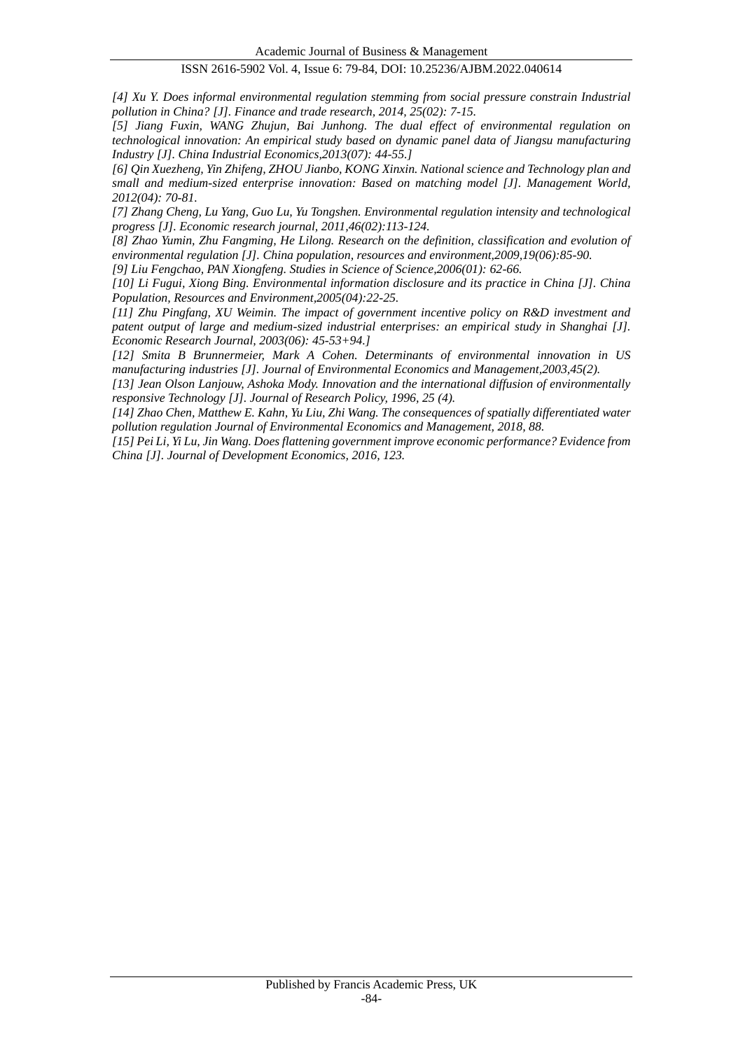*[4] Xu Y. Does informal environmental regulation stemming from social pressure constrain Industrial pollution in China? [J]. Finance and trade research, 2014, 25(02): 7-15.*

*[5] Jiang Fuxin, WANG Zhujun, Bai Junhong. The dual effect of environmental regulation on technological innovation: An empirical study based on dynamic panel data of Jiangsu manufacturing Industry [J]. China Industrial Economics,2013(07): 44-55.]*

*[6] Qin Xuezheng, Yin Zhifeng, ZHOU Jianbo, KONG Xinxin. National science and Technology plan and small and medium-sized enterprise innovation: Based on matching model [J]. Management World, 2012(04): 70-81.*

*[7] Zhang Cheng, Lu Yang, Guo Lu, Yu Tongshen. Environmental regulation intensity and technological progress [J]. Economic research journal, 2011,46(02):113-124.*

*[8] Zhao Yumin, Zhu Fangming, He Lilong. Research on the definition, classification and evolution of environmental regulation [J]. China population, resources and environment,2009,19(06):85-90.*

*[9] Liu Fengchao, PAN Xiongfeng. Studies in Science of Science,2006(01): 62-66.*

*[10] Li Fugui, Xiong Bing. Environmental information disclosure and its practice in China [J]. China Population, Resources and Environment,2005(04):22-25.*

*[11] Zhu Pingfang, XU Weimin. The impact of government incentive policy on R&D investment and patent output of large and medium-sized industrial enterprises: an empirical study in Shanghai [J]. Economic Research Journal, 2003(06): 45-53+94.]*

*[12] Smita B Brunnermeier, Mark A Cohen. Determinants of environmental innovation in US manufacturing industries [J]. Journal of Environmental Economics and Management,2003,45(2).*

*[13] Jean Olson Lanjouw, Ashoka Mody. Innovation and the international diffusion of environmentally responsive Technology [J]. Journal of Research Policy, 1996, 25 (4).*

*[14] Zhao Chen, Matthew E. Kahn, Yu Liu, Zhi Wang. The consequences of spatially differentiated water pollution regulation Journal of Environmental Economics and Management, 2018, 88.*

*[15] Pei Li, Yi Lu, Jin Wang. Does flattening government improve economic performance? Evidence from China [J]. Journal of Development Economics, 2016, 123.*